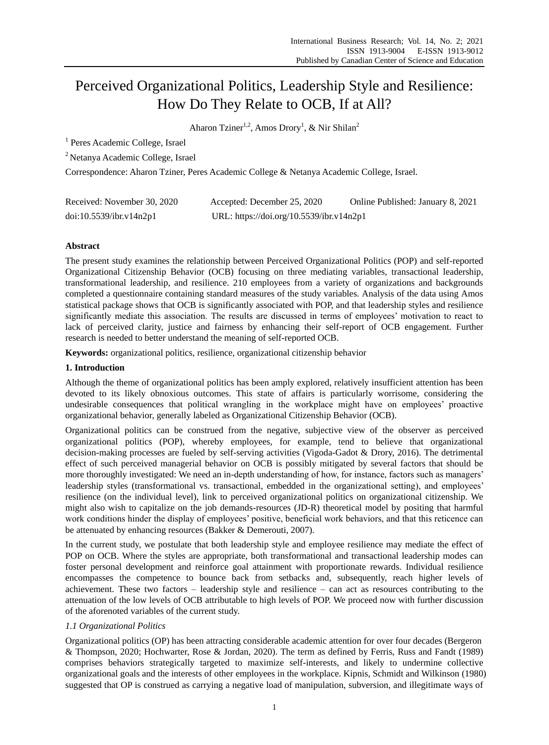# Perceived Organizational Politics, Leadership Style and Resilience: How Do They Relate to OCB, If at All?

Aharon Tziner[1,2], Amos Drory[1], & Nir Shilan[2]

[1] Peres Academic College, Israel

[2] Netanya Academic College, Israel

Correspondence: Aharon Tziner, Peres Academic College & Netanya Academic College, Israel.

Received: November 30, 2020    Accepted: December 25, 2020    Online Published: January 8, 2021

doi:10.5539/ibr.v14n2p1    URL: https://doi.org/10.5539/ibr.v14n2p1

## Abstract

The present study examines the relationship between Perceived Organizational Politics (POP) and self-reported Organizational Citizenship Behavior (OCB) focusing on three mediating variables, transactional leadership, transformational leadership, and resilience. 210 employees from a variety of organizations and backgrounds completed a questionnaire containing standard measures of the study variables. Analysis of the data using Amos statistical package shows that OCB is significantly associated with POP, and that leadership styles and resilience significantly mediate this association. The results are discussed in terms of employees' motivation to react to lack of perceived clarity, justice and fairness by enhancing their self-report of OCB engagement. Further research is needed to better understand the meaning of self-reported OCB.

**Keywords:** organizational politics, resilience, organizational citizenship behavior

## 1. Introduction

Although the theme of organizational politics has been amply explored, relatively insufficient attention has been devoted to its likely obnoxious outcomes. This state of affairs is particularly worrisome, considering the undesirable consequences that political wrangling in the workplace might have on employees' proactive organizational behavior, generally labeled as Organizational Citizenship Behavior (OCB).

Organizational politics can be construed from the negative, subjective view of the observer as perceived organizational politics (POP), whereby employees, for example, tend to believe that organizational decision-making processes are fueled by self-serving activities (Vigoda-Gadot & Drory, 2016). The detrimental effect of such perceived managerial behavior on OCB is possibly mitigated by several factors that should be more thoroughly investigated: We need an in-depth understanding of how, for instance, factors such as managers' leadership styles (transformational vs. transactional, embedded in the organizational setting), and employees' resilience (on the individual level), link to perceived organizational politics on organizational citizenship. We might also wish to capitalize on the job demands-resources (JD-R) theoretical model by positing that harmful work conditions hinder the display of employees' positive, beneficial work behaviors, and that this reticence can be attenuated by enhancing resources (Bakker & Demerouti, 2007).

In the current study, we postulate that both leadership style and employee resilience may mediate the effect of POP on OCB. Where the styles are appropriate, both transformational and transactional leadership modes can foster personal development and reinforce goal attainment with proportionate rewards. Individual resilience encompasses the competence to bounce back from setbacks and, subsequently, reach higher levels of achievement. These two factors – leadership style and resilience – can act as resources contributing to the attenuation of the low levels of OCB attributable to high levels of POP. We proceed now with further discussion of the aforenoted variables of the current study.

### *1.1 Organizational Politics*

Organizational politics (OP) has been attracting considerable academic attention for over four decades (Bergeron & Thompson, 2020; Hochwarter, Rose & Jordan, 2020). The term as defined by Ferris, Russ and Fandt (1989) comprises behaviors strategically targeted to maximize self-interests, and likely to undermine collective organizational goals and the interests of other employees in the workplace. Kipnis, Schmidt and Wilkinson (1980) suggested that OP is construed as carrying a negative load of manipulation, subversion, and illegitimate ways of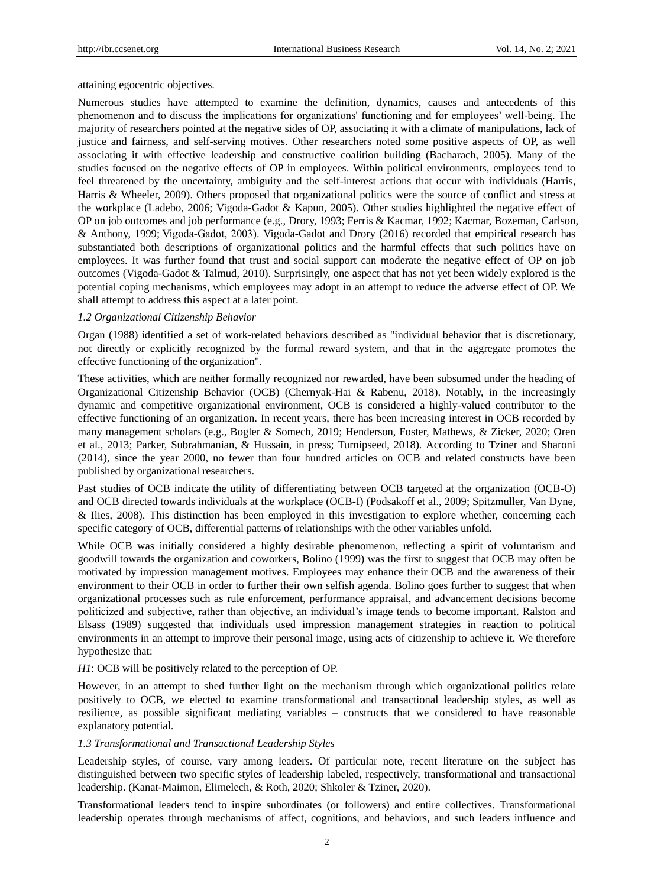attaining egocentric objectives.

Numerous studies have attempted to examine the definition, dynamics, causes and antecedents of this phenomenon and to discuss the implications for organizations' functioning and for employees' well-being. The majority of researchers pointed at the negative sides of OP, associating it with a climate of manipulations, lack of justice and fairness, and self-serving motives. Other researchers noted some positive aspects of OP, as well associating it with effective leadership and constructive coalition building (Bacharach, 2005). Many of the studies focused on the negative effects of OP in employees. Within political environments, employees tend to feel threatened by the uncertainty, ambiguity and the self-interest actions that occur with individuals (Harris, Harris & Wheeler, 2009). Others proposed that organizational politics were the source of conflict and stress at the workplace (Ladebo, 2006; Vigoda-Gadot & Kapun, 2005). Other studies highlighted the negative effect of OP on job outcomes and job performance (e.g., Drory, 1993; Ferris & Kacmar, 1992; Kacmar, Bozeman, Carlson, & Anthony, 1999; Vigoda-Gadot, 2003). Vigoda-Gadot and Drory (2016) recorded that empirical research has substantiated both descriptions of organizational politics and the harmful effects that such politics have on employees. It was further found that trust and social support can moderate the negative effect of OP on job outcomes (Vigoda-Gadot & Talmud, 2010). Surprisingly, one aspect that has not yet been widely explored is the potential coping mechanisms, which employees may adopt in an attempt to reduce the adverse effect of OP. We shall attempt to address this aspect at a later point.

### *1.2 Organizational Citizenship Behavior*

Organ (1988) identified a set of work-related behaviors described as "individual behavior that is discretionary, not directly or explicitly recognized by the formal reward system, and that in the aggregate promotes the effective functioning of the organization".

These activities, which are neither formally recognized nor rewarded, have been subsumed under the heading of Organizational Citizenship Behavior (OCB) (Chernyak-Hai & Rabenu, 2018). Notably, in the increasingly dynamic and competitive organizational environment, OCB is considered a highly-valued contributor to the effective functioning of an organization. In recent years, there has been increasing interest in OCB recorded by many management scholars (e.g., Bogler & Somech, 2019; Henderson, Foster, Mathews, & Zicker, 2020; Oren et al., 2013; Parker, Subrahmanian, & Hussain, in press; Turnipseed, 2018). According to Tziner and Sharoni (2014), since the year 2000, no fewer than four hundred articles on OCB and related constructs have been published by organizational researchers.

Past studies of OCB indicate the utility of differentiating between OCB targeted at the organization (OCB-O) and OCB directed towards individuals at the workplace (OCB-I) (Podsakoff et al., 2009; Spitzmuller, Van Dyne, & Ilies, 2008). This distinction has been employed in this investigation to explore whether, concerning each specific category of OCB, differential patterns of relationships with the other variables unfold.

While OCB was initially considered a highly desirable phenomenon, reflecting a spirit of voluntarism and goodwill towards the organization and coworkers, Bolino (1999) was the first to suggest that OCB may often be motivated by impression management motives. Employees may enhance their OCB and the awareness of their environment to their OCB in order to further their own selfish agenda. Bolino goes further to suggest that when organizational processes such as rule enforcement, performance appraisal, and advancement decisions become politicized and subjective, rather than objective, an individual's image tends to become important. Ralston and Elsass (1989) suggested that individuals used impression management strategies in reaction to political environments in an attempt to improve their personal image, using acts of citizenship to achieve it. We therefore hypothesize that:

*H1*: OCB will be positively related to the perception of OP.

However, in an attempt to shed further light on the mechanism through which organizational politics relate positively to OCB, we elected to examine transformational and transactional leadership styles, as well as resilience, as possible significant mediating variables – constructs that we considered to have reasonable explanatory potential.

### *1.3 Transformational and Transactional Leadership Styles*

Leadership styles, of course, vary among leaders. Of particular note, recent literature on the subject has distinguished between two specific styles of leadership labeled, respectively, transformational and transactional leadership. (Kanat-Maimon, Elimelech, & Roth, 2020; Shkoler & Tziner, 2020).

Transformational leaders tend to inspire subordinates (or followers) and entire collectives. Transformational leadership operates through mechanisms of affect, cognitions, and behaviors, and such leaders influence and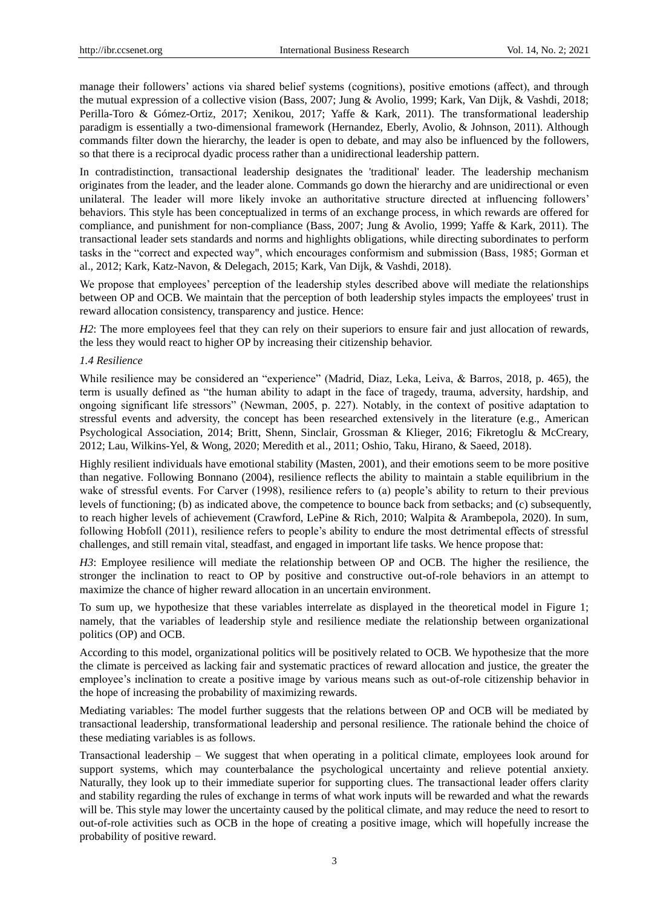manage their followers' actions via shared belief systems (cognitions), positive emotions (affect), and through the mutual expression of a collective vision (Bass, 2007; Jung & Avolio, 1999; Kark, Van Dijk, & Vashdi, 2018; Perilla-Toro & Gómez-Ortiz, 2017; Xenikou, 2017; Yaffe & Kark, 2011). The transformational leadership paradigm is essentially a two-dimensional framework (Hernandez, Eberly, Avolio, & Johnson, 2011). Although commands filter down the hierarchy, the leader is open to debate, and may also be influenced by the followers, so that there is a reciprocal dyadic process rather than a unidirectional leadership pattern.

In contradistinction, transactional leadership designates the 'traditional' leader. The leadership mechanism originates from the leader, and the leader alone. Commands go down the hierarchy and are unidirectional or even unilateral. The leader will more likely invoke an authoritative structure directed at influencing followers' behaviors. This style has been conceptualized in terms of an exchange process, in which rewards are offered for compliance, and punishment for non-compliance (Bass, 2007; Jung & Avolio, 1999; Yaffe & Kark, 2011). The transactional leader sets standards and norms and highlights obligations, while directing subordinates to perform tasks in the "correct and expected way", which encourages conformism and submission (Bass, 1985; Gorman et al., 2012; Kark, Katz-Navon, & Delegach, 2015; Kark, Van Dijk, & Vashdi, 2018).

We propose that employees' perception of the leadership styles described above will mediate the relationships between OP and OCB. We maintain that the perception of both leadership styles impacts the employees' trust in reward allocation consistency, transparency and justice. Hence:

*H2*: The more employees feel that they can rely on their superiors to ensure fair and just allocation of rewards, the less they would react to higher OP by increasing their citizenship behavior.

### *1.4 Resilience*

While resilience may be considered an "experience" (Madrid, Diaz, Leka, Leiva, & Barros, 2018, p. 465), the term is usually defined as "the human ability to adapt in the face of tragedy, trauma, adversity, hardship, and ongoing significant life stressors" (Newman, 2005, p. 227). Notably, in the context of positive adaptation to stressful events and adversity, the concept has been researched extensively in the literature (e.g., American Psychological Association, 2014; Britt, Shenn, Sinclair, Grossman & Klieger, 2016; Fikretoglu & McCreary, 2012; Lau, Wilkins-Yel, & Wong, 2020; Meredith et al., 2011; Oshio, Taku, Hirano, & Saeed, 2018).

Highly resilient individuals have emotional stability (Masten, 2001), and their emotions seem to be more positive than negative. Following Bonnano (2004), resilience reflects the ability to maintain a stable equilibrium in the wake of stressful events. For Carver (1998), resilience refers to (a) people's ability to return to their previous levels of functioning; (b) as indicated above, the competence to bounce back from setbacks; and (c) subsequently, to reach higher levels of achievement (Crawford, LePine & Rich, 2010; Walpita & Arambepola, 2020). In sum, following Hobfoll (2011), resilience refers to people's ability to endure the most detrimental effects of stressful challenges, and still remain vital, steadfast, and engaged in important life tasks. We hence propose that:

*H3*: Employee resilience will mediate the relationship between OP and OCB. The higher the resilience, the stronger the inclination to react to OP by positive and constructive out-of-role behaviors in an attempt to maximize the chance of higher reward allocation in an uncertain environment.

To sum up, we hypothesize that these variables interrelate as displayed in the theoretical model in Figure 1; namely, that the variables of leadership style and resilience mediate the relationship between organizational politics (OP) and OCB.

According to this model, organizational politics will be positively related to OCB. We hypothesize that the more the climate is perceived as lacking fair and systematic practices of reward allocation and justice, the greater the employee's inclination to create a positive image by various means such as out-of-role citizenship behavior in the hope of increasing the probability of maximizing rewards.

Mediating variables: The model further suggests that the relations between OP and OCB will be mediated by transactional leadership, transformational leadership and personal resilience. The rationale behind the choice of these mediating variables is as follows.

Transactional leadership – We suggest that when operating in a political climate, employees look around for support systems, which may counterbalance the psychological uncertainty and relieve potential anxiety. Naturally, they look up to their immediate superior for supporting clues. The transactional leader offers clarity and stability regarding the rules of exchange in terms of what work inputs will be rewarded and what the rewards will be. This style may lower the uncertainty caused by the political climate, and may reduce the need to resort to out-of-role activities such as OCB in the hope of creating a positive image, which will hopefully increase the probability of positive reward.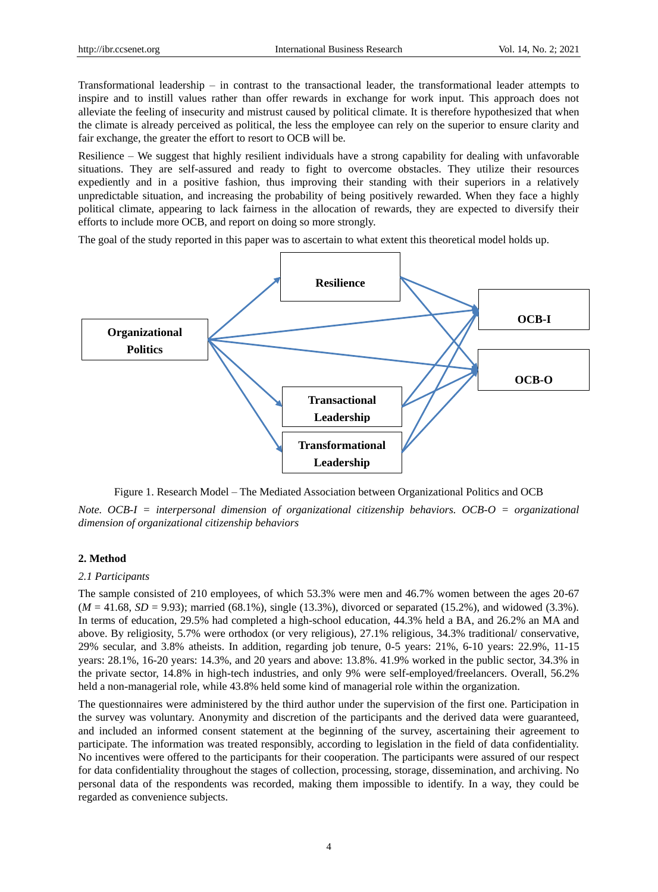Transformational leadership – in contrast to the transactional leader, the transformational leader attempts to inspire and to instill values rather than offer rewards in exchange for work input. This approach does not alleviate the feeling of insecurity and mistrust caused by political climate. It is therefore hypothesized that when the climate is already perceived as political, the less the employee can rely on the superior to ensure clarity and fair exchange, the greater the effort to resort to OCB will be.

Resilience – We suggest that highly resilient individuals have a strong capability for dealing with unfavorable situations. They are self-assured and ready to fight to overcome obstacles. They utilize their resources expediently and in a positive fashion, thus improving their standing with their superiors in a relatively unpredictable situation, and increasing the probability of being positively rewarded. When they face a highly political climate, appearing to lack fairness in the allocation of rewards, they are expected to diversify their efforts to include more OCB, and report on doing so more strongly.

The goal of the study reported in this paper was to ascertain to what extent this theoretical model holds up.

Figure 1. Research Model – The Mediated Association between Organizational Politics and OCB

*Note. OCB-I = interpersonal dimension of organizational citizenship behaviors. OCB-O = organizational dimension of organizational citizenship behaviors*

## 2. Method

### *2.1 Participants*

The sample consisted of 210 employees, of which 53.3% were men and 46.7% women between the ages 20-67 ($M$ = 41.68, $SD$ = 9.93); married (68.1%), single (13.3%), divorced or separated (15.2%), and widowed (3.3%). In terms of education, 29.5% had completed a high-school education, 44.3% held a BA, and 26.2% an MA and above. By religiosity, 5.7% were orthodox (or very religious), 27.1% religious, 34.3% traditional/ conservative, 29% secular, and 3.8% atheists. In addition, regarding job tenure, 0-5 years: 21%, 6-10 years: 22.9%, 11-15 years: 28.1%, 16-20 years: 14.3%, and 20 years and above: 13.8%. 41.9% worked in the public sector, 34.3% in the private sector, 14.8% in high-tech industries, and only 9% were self-employed/freelancers. Overall, 56.2% held a non-managerial role, while 43.8% held some kind of managerial role within the organization.

The questionnaires were administered by the third author under the supervision of the first one. Participation in the survey was voluntary. Anonymity and discretion of the participants and the derived data were guaranteed, and included an informed consent statement at the beginning of the survey, ascertaining their agreement to participate. The information was treated responsibly, according to legislation in the field of data confidentiality. No incentives were offered to the participants for their cooperation. The participants were assured of our respect for data confidentiality throughout the stages of collection, processing, storage, dissemination, and archiving. No personal data of the respondents was recorded, making them impossible to identify. In a way, they could be regarded as convenience subjects.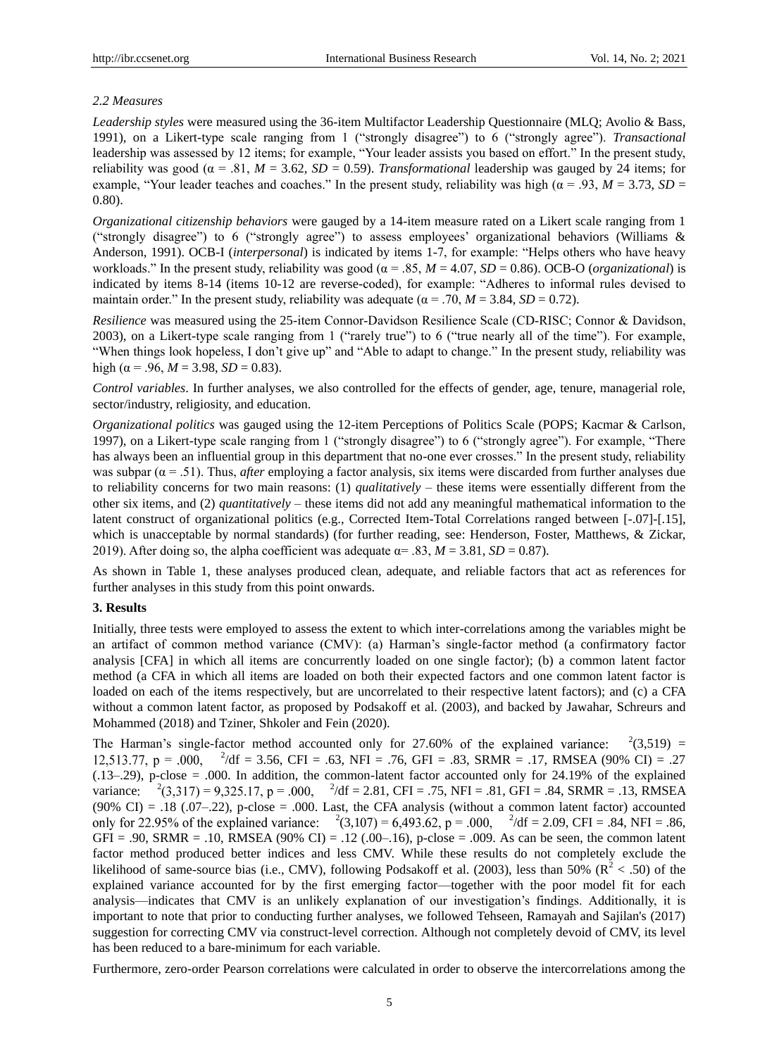### 2.2 Measures

*Leadership styles* were measured using the 36-item Multifactor Leadership Questionnaire (MLQ; Avolio & Bass, 1991), on a Likert-type scale ranging from 1 ("strongly disagree") to 6 ("strongly agree"). *Transactional* leadership was assessed by 12 items; for example, "Your leader assists you based on effort." In the present study, reliability was good ($\alpha$ = .81, $M$ = 3.62, $SD$ = 0.59). *Transformational* leadership was gauged by 24 items; for example, "Your leader teaches and coaches." In the present study, reliability was high ($\alpha$ = .93, $M$ = 3.73, $SD$ = 0.80).

*Organizational citizenship behaviors* were gauged by a 14-item measure rated on a Likert scale ranging from 1 ("strongly disagree") to 6 ("strongly agree") to assess employees' organizational behaviors (Williams & Anderson, 1991). OCB-I (*interpersonal*) is indicated by items 1-7, for example: "Helps others who have heavy workloads." In the present study, reliability was good ($\alpha$ = .85, $M$ = 4.07, $SD$ = 0.86). OCB-O (*organizational*) is indicated by items 8-14 (items 10-12 are reverse-coded), for example: "Adheres to informal rules devised to maintain order." In the present study, reliability was adequate ($\alpha$ = .70, $M$ = 3.84, $SD$ = 0.72).

*Resilience* was measured using the 25-item Connor-Davidson Resilience Scale (CD-RISC; Connor & Davidson, 2003), on a Likert-type scale ranging from 1 ("rarely true") to 6 ("true nearly all of the time"). For example, "When things look hopeless, I don't give up" and "Able to adapt to change." In the present study, reliability was high ($\alpha$ = .96, $M$ = 3.98, $SD$ = 0.83).

*Control variables*. In further analyses, we also controlled for the effects of gender, age, tenure, managerial role, sector/industry, religiosity, and education.

*Organizational politics* was gauged using the 12-item Perceptions of Politics Scale (POPS; Kacmar & Carlson, 1997), on a Likert-type scale ranging from 1 ("strongly disagree") to 6 ("strongly agree"). For example, "There has always been an influential group in this department that no-one ever crosses." In the present study, reliability was subpar ($\alpha$ = .51). Thus, *after* employing a factor analysis, six items were discarded from further analyses due to reliability concerns for two main reasons: (1) *qualitatively* – these items were essentially different from the other six items, and (2) *quantitatively* – these items did not add any meaningful mathematical information to the latent construct of organizational politics (e.g., Corrected Item-Total Correlations ranged between [-.07]-[.15], which is unacceptable by normal standards) (for further reading, see: Henderson, Foster, Matthews, & Zickar, 2019). After doing so, the alpha coefficient was adequate $\alpha$= .83, $M$ = 3.81, $SD$ = 0.87).

As shown in Table 1, these analyses produced clean, adequate, and reliable factors that act as references for further analyses in this study from this point onwards.

## 3. Results

Initially, three tests were employed to assess the extent to which inter-correlations among the variables might be an artifact of common method variance (CMV): (a) Harman's single-factor method (a confirmatory factor analysis [CFA] in which all items are concurrently loaded on one single factor); (b) a common latent factor method (a CFA in which all items are loaded on both their expected factors and one common latent factor is loaded on each of the items respectively, but are uncorrelated to their respective latent factors); and (c) a CFA without a common latent factor, as proposed by Podsakoff et al. (2003), and backed by Jawahar, Schreurs and Mohammed (2018) and Tziner, Shkoler and Fein (2020).

The Harman's single-factor method accounted only for 27.60% of the explained variance: $\chi^2(3,519)$ = 12,513.77, p = .000, $\chi^2$/df = 3.56, CFI = .63, NFI = .76, GFI = .83, SRMR = .17, RMSEA (90% CI) = .27 (.13–.29), p-close = .000. In addition, the common-latent factor accounted only for 24.19% of the explained variance: $\chi^2(3,317)$ = 9,325.17, p = .000, $\chi^2$/df = 2.81, CFI = .75, NFI = .81, GFI = .84, SRMR = .13, RMSEA (90% CI) = .18 (.07–.22), p-close = .000. Last, the CFA analysis (without a common latent factor) accounted only for 22.95% of the explained variance: $\chi^2(3,107)$ = 6,493.62, p = .000, $\chi^2$/df = 2.09, CFI = .84, NFI = .86, GFI = .90, SRMR = .10, RMSEA (90% CI) = .12 (.00–.16), p-close = .009. As can be seen, the common latent factor method produced better indices and less CMV. While these results do not completely exclude the likelihood of same-source bias (i.e., CMV), following Podsakoff et al. (2003), less than 50% ($R^2$ < .50) of the explained variance accounted for by the first emerging factor—together with the poor model fit for each analysis—indicates that CMV is an unlikely explanation of our investigation's findings. Additionally, it is important to note that prior to conducting further analyses, we followed Tehseen, Ramayah and Sajilan's (2017) suggestion for correcting CMV via construct-level correction. Although not completely devoid of CMV, its level has been reduced to a bare-minimum for each variable.

Furthermore, zero-order Pearson correlations were calculated in order to observe the intercorrelations among the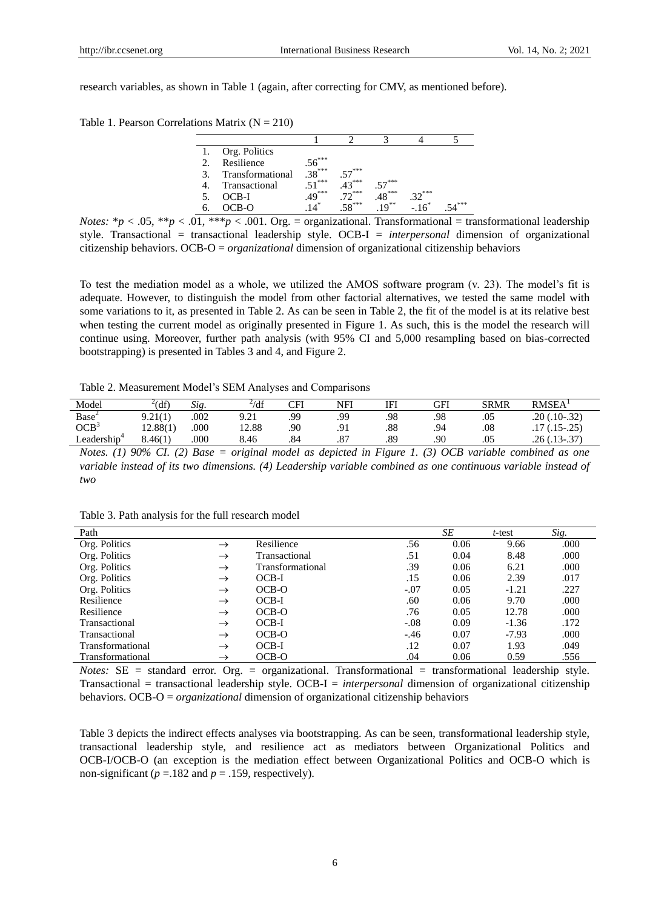research variables, as shown in Table 1 (again, after correcting for CMV, as mentioned before).

Table 1. Pearson Correlations Matrix (N = 210)

| | 1 | 2 | 3 | 4 | 5 |
|---|---|---|---|---|---|
| 1. Org. Politics | | | | | |
| 2. Resilience | $.56^{***}$ | | | | |
| 3. Transformational | $.38^{***}$ | $.57^{***}$ | | | |
| 4. Transactional | $.51^{***}$ | $.43^{***}$ | $.57^{***}$ | | |
| 5. OCB-I | $.49^{***}$ | $.72^{***}$ | $.48^{***}$ | $.32^{***}$ | |
| 6. OCB-O | $.14^{*}$ | $.58^{***}$ | $.19^{**}$ | $-.16^{*}$ | $.54^{***}$ |

*Notes:* $^{*}p < .05$, $^{**}p < .01$, $^{***}p < .001$. Org. = organizational. Transformational = transformational leadership style. Transactional = transactional leadership style. OCB-I = *interpersonal* dimension of organizational citizenship behaviors. OCB-O = *organizational* dimension of organizational citizenship behaviors

To test the mediation model as a whole, we utilized the AMOS software program (v. 23). The model's fit is adequate. However, to distinguish the model from other factorial alternatives, we tested the same model with some variations to it, as presented in Table 2. As can be seen in Table 2, the fit of the model is at its relative best when testing the current model as originally presented in Figure 1. As such, this is the model the research will continue using. Moreover, further path analysis (with 95% CI and 5,000 resampling based on bias-corrected bootstrapping) is presented in Tables 3 and 4, and Figure 2.

Table 2. Measurement Model's SEM Analyses and Comparisons

| Model | $\chi^2$(df) | *Sig.* | $\chi^2$/df | CFI | NFI | IFI | GFI | SRMR | RMSEA[1] |
|---|---|---|---|---|---|---|---|---|---|
| Base[2] | 9.21(1) | .002 | 9.21 | .99 | .99 | .98 | .98 | .05 | .20 (.10-.32) |
| OCB[3] | 12.88(1) | .000 | 12.88 | .90 | .91 | .88 | .94 | .08 | .17 (.15-.25) |
| Leadership[4] | 8.46(1) | .000 | 8.46 | .84 | .87 | .89 | .90 | .05 | .26 (.13-.37) |

*Notes. (1) 90% CI. (2) Base = original model as depicted in Figure 1. (3) OCB variable combined as one variable instead of its two dimensions. (4) Leadership variable combined as one continuous variable instead of two*

Table 3. Path analysis for the full research model

| Path | | | $\beta$ | *SE* | *t*-test | *Sig.* |
|---|---|---|---|---|---|---|
| Org. Politics | → | Resilience | .56 | 0.06 | 9.66 | .000 |
| Org. Politics | → | Transactional | .51 | 0.04 | 8.48 | .000 |
| Org. Politics | → | Transformational | .39 | 0.06 | 6.21 | .000 |
| Org. Politics | → | OCB-I | .15 | 0.06 | 2.39 | .017 |
| Org. Politics | → | OCB-O | -.07 | 0.05 | -1.21 | .227 |
| Resilience | → | OCB-I | .60 | 0.06 | 9.70 | .000 |
| Resilience | → | OCB-O | .76 | 0.05 | 12.78 | .000 |
| Transactional | → | OCB-I | -.08 | 0.09 | -1.36 | .172 |
| Transactional | → | OCB-O | -.46 | 0.07 | -7.93 | .000 |
| Transformational | → | OCB-I | .12 | 0.07 | 1.93 | .049 |
| Transformational | → | OCB-O | .04 | 0.06 | 0.59 | .556 |

*Notes:* SE = standard error. Org. = organizational. Transformational = transformational leadership style. Transactional = transactional leadership style. OCB-I = *interpersonal* dimension of organizational citizenship behaviors. OCB-O = *organizational* dimension of organizational citizenship behaviors

Table 3 depicts the indirect effects analyses via bootstrapping. As can be seen, transformational leadership style, transactional leadership style, and resilience act as mediators between Organizational Politics and OCB-I/OCB-O (an exception is the mediation effect between Organizational Politics and OCB-O which is non-significant ($p$ =.182 and $p$ = .159, respectively).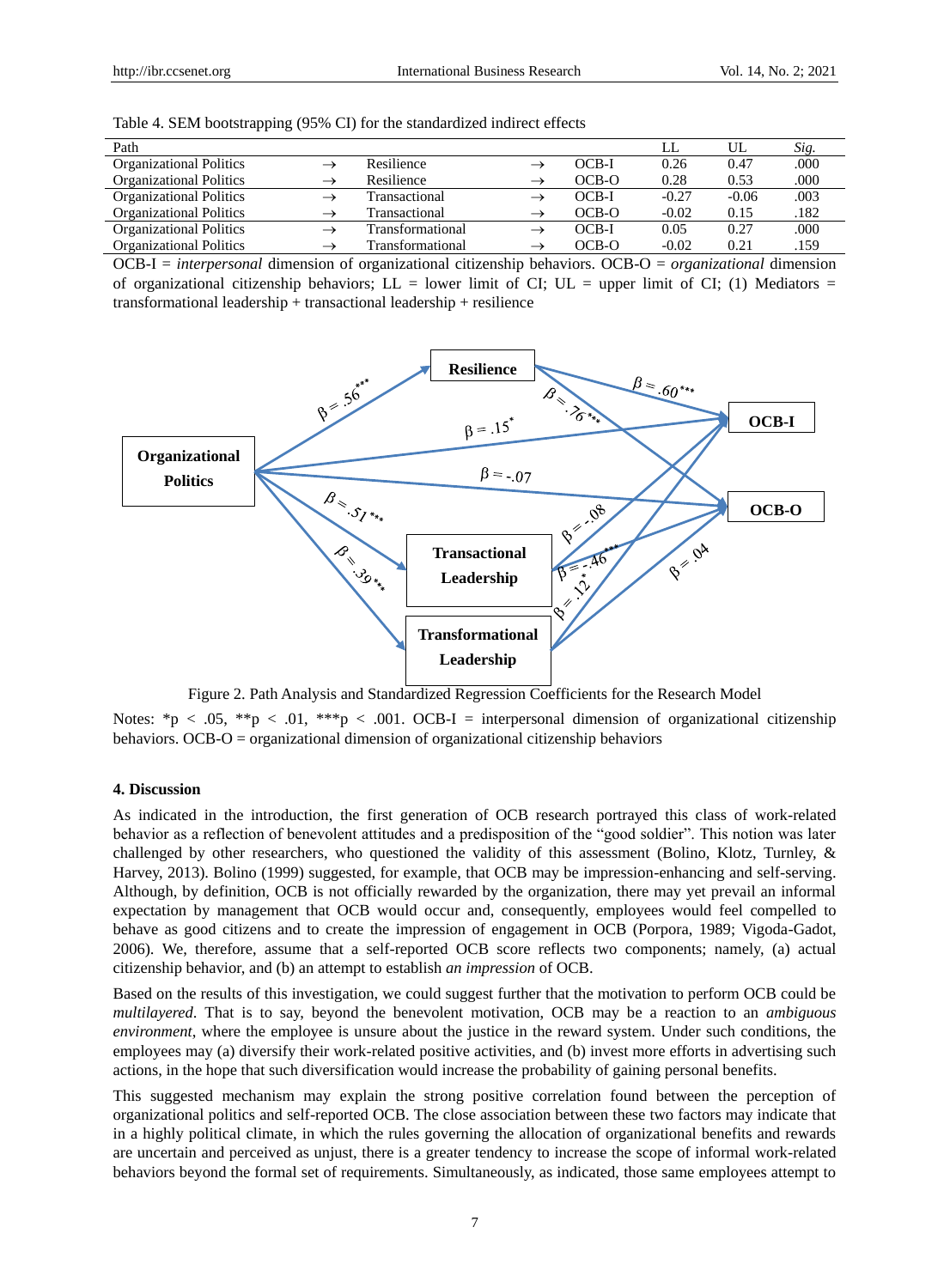Table 4. SEM bootstrapping (95% CI) for the standardized indirect effects

| Path | | | | | LL | UL | *Sig.* |
|---|---|---|---|---|---|---|---|
| Organizational Politics | → | Resilience | → | OCB-I | 0.26 | 0.47 | .000 |
| Organizational Politics | → | Resilience | → | OCB-O | 0.28 | 0.53 | .000 |
| Organizational Politics | → | Transactional | → | OCB-I | -0.27 | -0.06 | .003 |
| Organizational Politics | → | Transactional | → | OCB-O | -0.02 | 0.15 | .182 |
| Organizational Politics | → | Transformational | → | OCB-I | 0.05 | 0.27 | .000 |
| Organizational Politics | → | Transformational | → | OCB-O | -0.02 | 0.21 | .159 |

OCB-I = *interpersonal* dimension of organizational citizenship behaviors. OCB-O = *organizational* dimension of organizational citizenship behaviors; LL = lower limit of CI; UL = upper limit of CI; (1) Mediators = transformational leadership + transactional leadership + resilience

Figure 2. Path Analysis and Standardized Regression Coefficients for the Research Model

Notes: *p < .05, **p < .01, ***p < .001. OCB-I = interpersonal dimension of organizational citizenship behaviors. OCB-O = organizational dimension of organizational citizenship behaviors

## 4. Discussion

As indicated in the introduction, the first generation of OCB research portrayed this class of work-related behavior as a reflection of benevolent attitudes and a predisposition of the "good soldier". This notion was later challenged by other researchers, who questioned the validity of this assessment (Bolino, Klotz, Turnley, & Harvey, 2013). Bolino (1999) suggested, for example, that OCB may be impression-enhancing and self-serving. Although, by definition, OCB is not officially rewarded by the organization, there may yet prevail an informal expectation by management that OCB would occur and, consequently, employees would feel compelled to behave as good citizens and to create the impression of engagement in OCB (Porpora, 1989; Vigoda-Gadot, 2006). We, therefore, assume that a self-reported OCB score reflects two components; namely, (a) actual citizenship behavior, and (b) an attempt to establish *an impression* of OCB.

Based on the results of this investigation, we could suggest further that the motivation to perform OCB could be *multilayered*. That is to say, beyond the benevolent motivation, OCB may be a reaction to an *ambiguous environment*, where the employee is unsure about the justice in the reward system. Under such conditions, the employees may (a) diversify their work-related positive activities, and (b) invest more efforts in advertising such actions, in the hope that such diversification would increase the probability of gaining personal benefits.

This suggested mechanism may explain the strong positive correlation found between the perception of organizational politics and self-reported OCB. The close association between these two factors may indicate that in a highly political climate, in which the rules governing the allocation of organizational benefits and rewards are uncertain and perceived as unjust, there is a greater tendency to increase the scope of informal work-related behaviors beyond the formal set of requirements. Simultaneously, as indicated, those same employees attempt to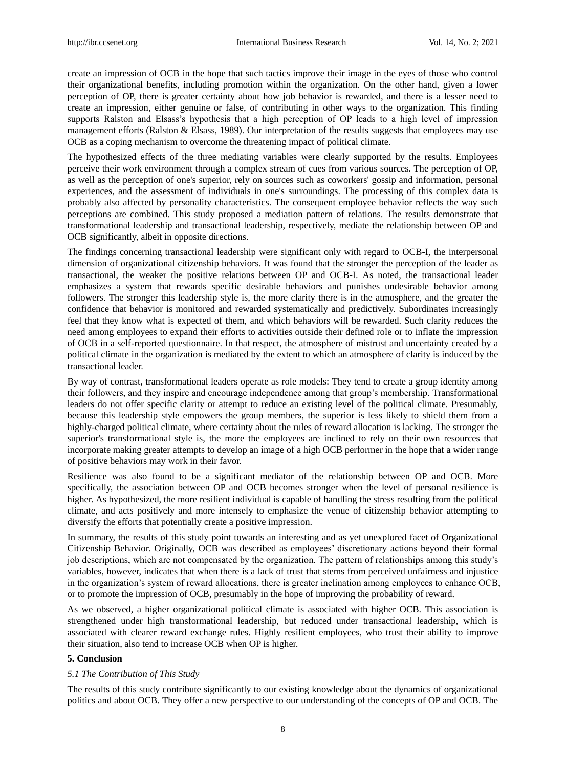create an impression of OCB in the hope that such tactics improve their image in the eyes of those who control their organizational benefits, including promotion within the organization. On the other hand, given a lower perception of OP, there is greater certainty about how job behavior is rewarded, and there is a lesser need to create an impression, either genuine or false, of contributing in other ways to the organization. This finding supports Ralston and Elsass's hypothesis that a high perception of OP leads to a high level of impression management efforts (Ralston & Elsass, 1989). Our interpretation of the results suggests that employees may use OCB as a coping mechanism to overcome the threatening impact of political climate.

The hypothesized effects of the three mediating variables were clearly supported by the results. Employees perceive their work environment through a complex stream of cues from various sources. The perception of OP, as well as the perception of one's superior, rely on sources such as coworkers' gossip and information, personal experiences, and the assessment of individuals in one's surroundings. The processing of this complex data is probably also affected by personality characteristics. The consequent employee behavior reflects the way such perceptions are combined. This study proposed a mediation pattern of relations. The results demonstrate that transformational leadership and transactional leadership, respectively, mediate the relationship between OP and OCB significantly, albeit in opposite directions.

The findings concerning transactional leadership were significant only with regard to OCB-I, the interpersonal dimension of organizational citizenship behaviors. It was found that the stronger the perception of the leader as transactional, the weaker the positive relations between OP and OCB-I. As noted, the transactional leader emphasizes a system that rewards specific desirable behaviors and punishes undesirable behavior among followers. The stronger this leadership style is, the more clarity there is in the atmosphere, and the greater the confidence that behavior is monitored and rewarded systematically and predictively. Subordinates increasingly feel that they know what is expected of them, and which behaviors will be rewarded. Such clarity reduces the need among employees to expand their efforts to activities outside their defined role or to inflate the impression of OCB in a self-reported questionnaire. In that respect, the atmosphere of mistrust and uncertainty created by a political climate in the organization is mediated by the extent to which an atmosphere of clarity is induced by the transactional leader.

By way of contrast, transformational leaders operate as role models: They tend to create a group identity among their followers, and they inspire and encourage independence among that group's membership. Transformational leaders do not offer specific clarity or attempt to reduce an existing level of the political climate. Presumably, because this leadership style empowers the group members, the superior is less likely to shield them from a highly-charged political climate, where certainty about the rules of reward allocation is lacking. The stronger the superior's transformational style is, the more the employees are inclined to rely on their own resources that incorporate making greater attempts to develop an image of a high OCB performer in the hope that a wider range of positive behaviors may work in their favor.

Resilience was also found to be a significant mediator of the relationship between OP and OCB. More specifically, the association between OP and OCB becomes stronger when the level of personal resilience is higher. As hypothesized, the more resilient individual is capable of handling the stress resulting from the political climate, and acts positively and more intensely to emphasize the venue of citizenship behavior attempting to diversify the efforts that potentially create a positive impression.

In summary, the results of this study point towards an interesting and as yet unexplored facet of Organizational Citizenship Behavior. Originally, OCB was described as employees' discretionary actions beyond their formal job descriptions, which are not compensated by the organization. The pattern of relationships among this study's variables, however, indicates that when there is a lack of trust that stems from perceived unfairness and injustice in the organization's system of reward allocations, there is greater inclination among employees to enhance OCB, or to promote the impression of OCB, presumably in the hope of improving the probability of reward.

As we observed, a higher organizational political climate is associated with higher OCB. This association is strengthened under high transformational leadership, but reduced under transactional leadership, which is associated with clearer reward exchange rules. Highly resilient employees, who trust their ability to improve their situation, also tend to increase OCB when OP is higher.

## 5. Conclusion

### *5.1 The Contribution of This Study*

The results of this study contribute significantly to our existing knowledge about the dynamics of organizational politics and about OCB. They offer a new perspective to our understanding of the concepts of OP and OCB. The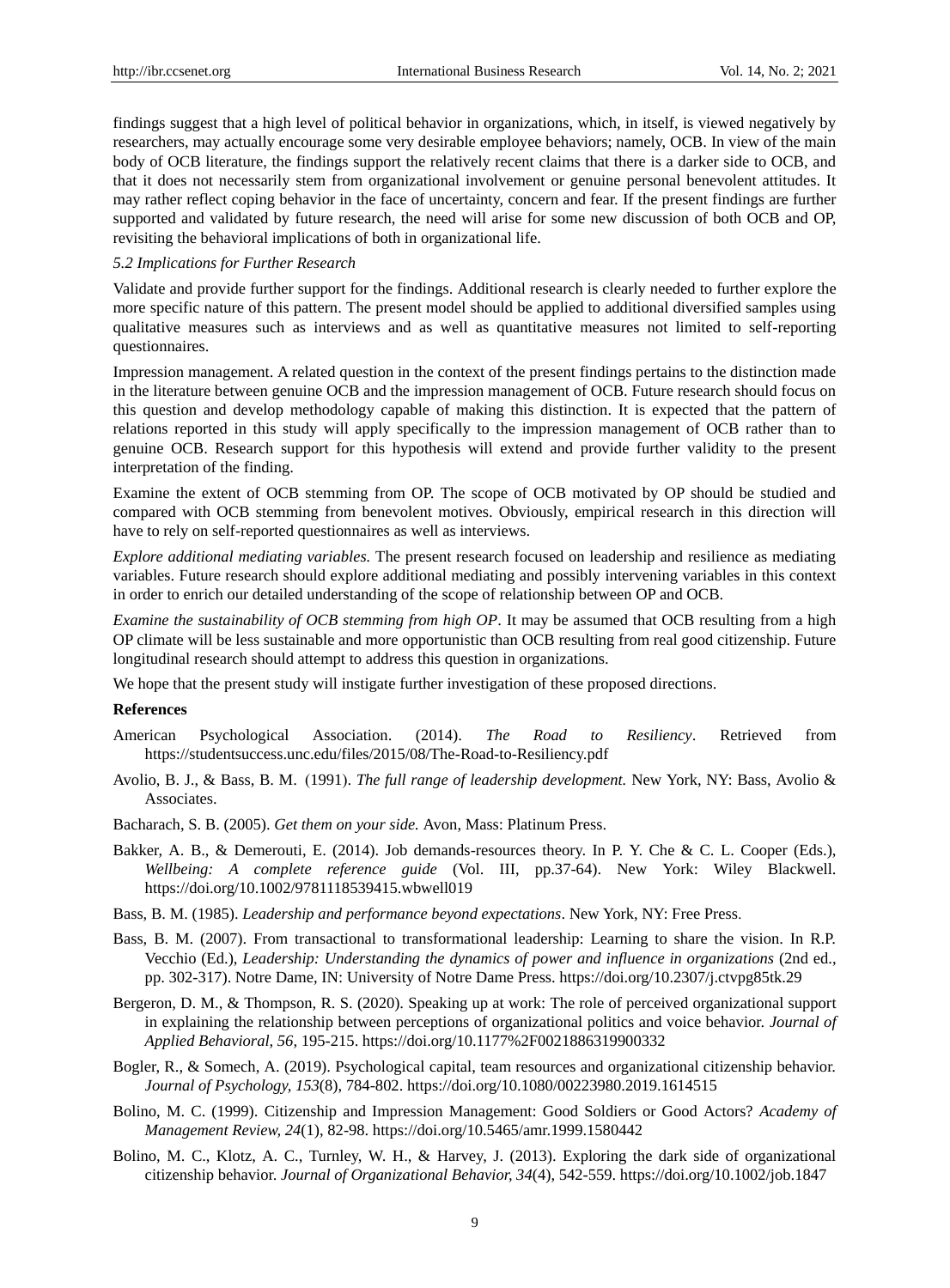findings suggest that a high level of political behavior in organizations, which, in itself, is viewed negatively by researchers, may actually encourage some very desirable employee behaviors; namely, OCB. In view of the main body of OCB literature, the findings support the relatively recent claims that there is a darker side to OCB, and that it does not necessarily stem from organizational involvement or genuine personal benevolent attitudes. It may rather reflect coping behavior in the face of uncertainty, concern and fear. If the present findings are further supported and validated by future research, the need will arise for some new discussion of both OCB and OP, revisiting the behavioral implications of both in organizational life.

*5.2 Implications for Further Research*

Validate and provide further support for the findings. Additional research is clearly needed to further explore the more specific nature of this pattern. The present model should be applied to additional diversified samples using qualitative measures such as interviews and as well as quantitative measures not limited to self-reporting questionnaires.

Impression management. A related question in the context of the present findings pertains to the distinction made in the literature between genuine OCB and the impression management of OCB. Future research should focus on this question and develop methodology capable of making this distinction. It is expected that the pattern of relations reported in this study will apply specifically to the impression management of OCB rather than to genuine OCB. Research support for this hypothesis will extend and provide further validity to the present interpretation of the finding.

Examine the extent of OCB stemming from OP. The scope of OCB motivated by OP should be studied and compared with OCB stemming from benevolent motives. Obviously, empirical research in this direction will have to rely on self-reported questionnaires as well as interviews.

*Explore additional mediating variables.* The present research focused on leadership and resilience as mediating variables. Future research should explore additional mediating and possibly intervening variables in this context in order to enrich our detailed understanding of the scope of relationship between OP and OCB.

*Examine the sustainability of OCB stemming from high OP*. It may be assumed that OCB resulting from a high OP climate will be less sustainable and more opportunistic than OCB resulting from real good citizenship. Future longitudinal research should attempt to address this question in organizations.

We hope that the present study will instigate further investigation of these proposed directions.

**References**

American Psychological Association. (2014). *The Road to Resiliency*. Retrieved from https://studentsuccess.unc.edu/files/2015/08/The-Road-to-Resiliency.pdf

Avolio, B. J., & Bass, B. M. (1991). *The full range of leadership development.* New York, NY: Bass, Avolio & Associates.

Bacharach, S. B. (2005). *Get them on your side.* Avon, Mass: Platinum Press.

Bakker, A. B., & Demerouti, E. (2014). Job demands-resources theory. In P. Y. Che & C. L. Cooper (Eds.), *Wellbeing: A complete reference guide* (Vol. III, pp.37-64). New York: Wiley Blackwell. https://doi.org/10.1002/9781118539415.wbwell019

Bass, B. M. (1985). *Leadership and performance beyond expectations*. New York, NY: Free Press.

Bass, B. M. (2007). From transactional to transformational leadership: Learning to share the vision. In R.P. Vecchio (Ed.), *Leadership: Understanding the dynamics of power and influence in organizations* (2nd ed., pp. 302-317). Notre Dame, IN: University of Notre Dame Press. https://doi.org/10.2307/j.ctvpg85tk.29

Bergeron, D. M., & Thompson, R. S. (2020). Speaking up at work: The role of perceived organizational support in explaining the relationship between perceptions of organizational politics and voice behavior. *Journal of Applied Behavioral, 56*, 195-215. https://doi.org/10.1177%2F0021886319900332

Bogler, R., & Somech, A. (2019). Psychological capital, team resources and organizational citizenship behavior. *Journal of Psychology, 153*(8), 784-802. https://doi.org/10.1080/00223980.2019.1614515

Bolino, M. C. (1999). Citizenship and Impression Management: Good Soldiers or Good Actors? *Academy of Management Review, 24*(1), 82-98. https://doi.org/10.5465/amr.1999.1580442

Bolino, M. C., Klotz, A. C., Turnley, W. H., & Harvey, J. (2013). Exploring the dark side of organizational citizenship behavior. *Journal of Organizational Behavior, 34*(4), 542-559. https://doi.org/10.1002/job.1847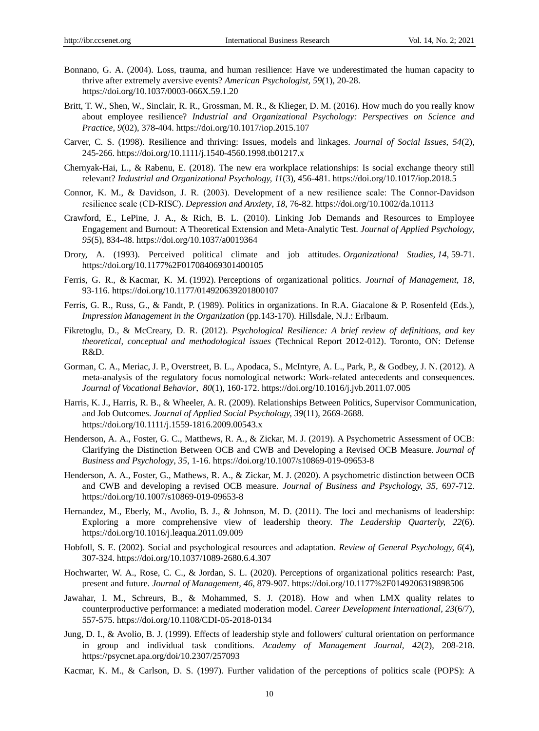Bonnano, G. A. (2004). Loss, trauma, and human resilience: Have we underestimated the human capacity to thrive after extremely aversive events? *American Psychologist, 59*(1), 20-28. https://doi.org/10.1037/0003-066X.59.1.20

Britt, T. W., Shen, W., Sinclair, R. R., Grossman, M. R., & Klieger, D. M. (2016). How much do you really know about employee resilience? *Industrial and Organizational Psychology: Perspectives on Science and Practice, 9*(02), 378-404. https://doi.org/10.1017/iop.2015.107

Carver, C. S. (1998). Resilience and thriving: Issues, models and linkages. *Journal of Social Issues, 54*(2), 245-266. https://doi.org/10.1111/j.1540-4560.1998.tb01217.x

Chernyak-Hai, L., & Rabenu, E. (2018). The new era workplace relationships: Is social exchange theory still relevant? *Industrial and Organizational Psychology, 11*(3), 456-481. https://doi.org/10.1017/iop.2018.5

Connor, K. M., & Davidson, J. R. (2003). Development of a new resilience scale: The Connor-Davidson resilience scale (CD-RISC). *Depression and Anxiety, 18,* 76-82. https://doi.org/10.1002/da.10113

Crawford, E., LePine, J. A., & Rich, B. L. (2010). Linking Job Demands and Resources to Employee Engagement and Burnout: A Theoretical Extension and Meta-Analytic Test. *Journal of Applied Psychology, 95*(5), 834-48. https://doi.org/10.1037/a0019364

Drory, A. (1993). Perceived political climate and job attitudes. *Organizational Studies, 14,* 59-71. https://doi.org/10.1177%2F017084069301400105

Ferris, G. R., & Kacmar, K. M. (1992). Perceptions of organizational politics. *Journal of Management, 18*, 93-116. https://doi.org/10.1177/014920639201800107

Ferris, G. R., Russ, G., & Fandt, P. (1989). Politics in organizations. In R.A. Giacalone & P. Rosenfeld (Eds.), *Impression Management in the Organization* (pp.143-170). Hillsdale, N.J.: Erlbaum.

Fikretoglu, D., & McCreary, D. R. (2012). *Psychological Resilience: A brief review of definitions, and key theoretical, conceptual and methodological issues* (Technical Report 2012-012). Toronto, ON: Defense R&D.

Gorman, C. A., Meriac, J. P., Overstreet, B. L., Apodaca, S., McIntyre, A. L., Park, P., & Godbey, J. N. (2012). A meta-analysis of the regulatory focus nomological network: Work-related antecedents and consequences. *Journal of Vocational Behavior, 80*(1), 160-172. https://doi.org/10.1016/j.jvb.2011.07.005

Harris, K. J., Harris, R. B., & Wheeler, A. R. (2009). Relationships Between Politics, Supervisor Communication, and Job Outcomes. *Journal of Applied Social Psychology, 39*(11), 2669-2688. https://doi.org/10.1111/j.1559-1816.2009.00543.x

Henderson, A. A., Foster, G. C., Matthews, R. A., & Zickar, M. J. (2019). A Psychometric Assessment of OCB: Clarifying the Distinction Between OCB and CWB and Developing a Revised OCB Measure. *Journal of Business and Psychology*, *35*, 1-16. https://doi.org/10.1007/s10869-019-09653-8

Henderson, A. A., Foster, G., Mathews, R. A., & Zickar, M. J. (2020). A psychometric distinction between OCB and CWB and developing a revised OCB measure. *Journal of Business and Psychology, 35,* 697-712. https://doi.org/10.1007/s10869-019-09653-8

Hernandez, M., Eberly, M., Avolio, B. J., & Johnson, M. D. (2011). The loci and mechanisms of leadership: Exploring a more comprehensive view of leadership theory. *The Leadership Quarterly, 22*(6). https://doi.org/10.1016/j.leaqua.2011.09.009

Hobfoll, S. E. (2002). Social and psychological resources and adaptation. *Review of General Psychology, 6*(4), 307-324. https://doi.org/10.1037/1089-2680.6.4.307

Hochwarter, W. A., Rose, C. C., & Jordan, S. L. (2020). Perceptions of organizational politics research: Past, present and future. *Journal of Management, 46,* 879-907. https://doi.org/10.1177%2F0149206319898506

Jawahar, I. M., Schreurs, B., & Mohammed, S. J. (2018). How and when LMX quality relates to counterproductive performance: a mediated moderation model. *Career Development International, 23*(6/7), 557-575. https://doi.org/10.1108/CDI-05-2018-0134

Jung, D. I., & Avolio, B. J. (1999). Effects of leadership style and followers' cultural orientation on performance in group and individual task conditions. *Academy of Management Journal, 42*(2), 208-218. https://psycnet.apa.org/doi/10.2307/257093

Kacmar, K. M., & Carlson, D. S. (1997). Further validation of the perceptions of politics scale (POPS): A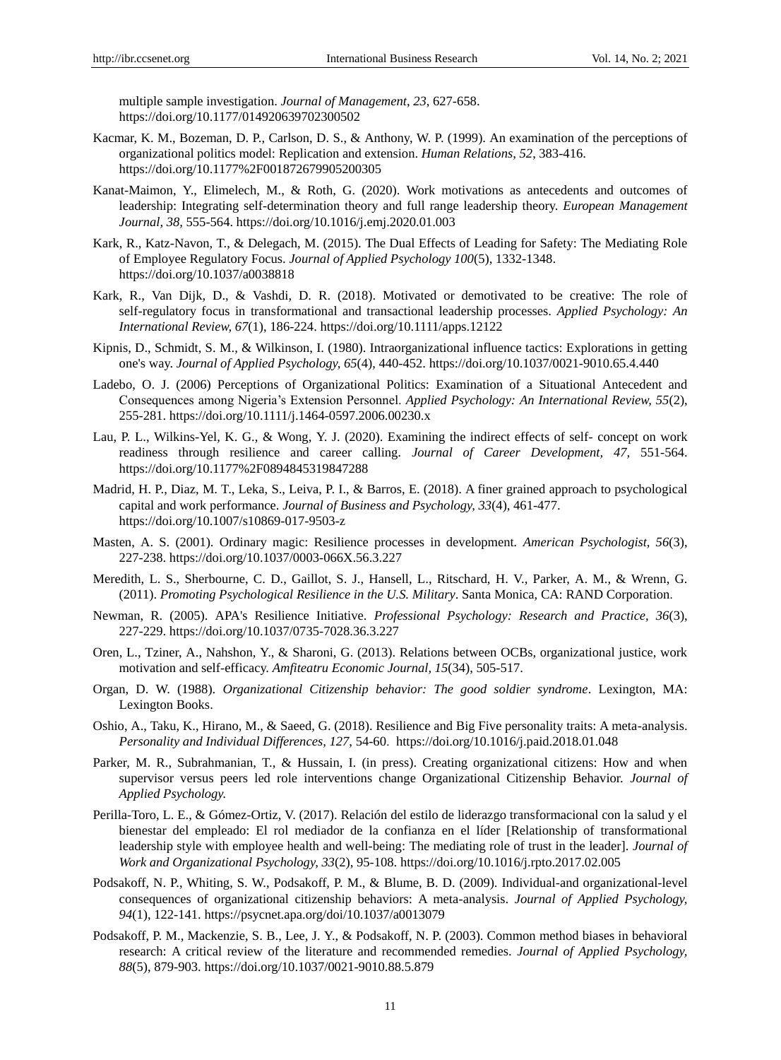multiple sample investigation. *Journal of Management*, *23*, 627-658. https://doi.org/10.1177/014920639702300502

Kacmar, K. M., Bozeman, D. P., Carlson, D. S., & Anthony, W. P. (1999). An examination of the perceptions of organizational politics model: Replication and extension. *Human Relations, 52*, 383-416. https://doi.org/10.1177%2F001872679905200305

Kanat-Maimon, Y., Elimelech, M., & Roth, G. (2020). Work motivations as antecedents and outcomes of leadership: Integrating self-determination theory and full range leadership theory. *European Management Journal, 38*, 555-564. https://doi.org/10.1016/j.emj.2020.01.003

Kark, R., Katz-Navon, T., & Delegach, M. (2015). The Dual Effects of Leading for Safety: The Mediating Role of Employee Regulatory Focus. *Journal of Applied Psychology 100*(5), 1332-1348. https://doi.org/10.1037/a0038818

Kark, R., Van Dijk, D., & Vashdi, D. R. (2018). Motivated or demotivated to be creative: The role of self-regulatory focus in transformational and transactional leadership processes. *Applied Psychology: An International Review, 67*(1), 186-224. https://doi.org/10.1111/apps.12122

Kipnis, D., Schmidt, S. M., & Wilkinson, I. (1980). Intraorganizational influence tactics: Explorations in getting one's way. *Journal of Applied Psychology, 65*(4), 440-452. https://doi.org/10.1037/0021-9010.65.4.440

Ladebo, O. J. (2006) Perceptions of Organizational Politics: Examination of a Situational Antecedent and Consequences among Nigeria's Extension Personnel. *Applied Psychology: An International Review, 55*(2), 255-281. https://doi.org/10.1111/j.1464-0597.2006.00230.x

Lau, P. L., Wilkins-Yel, K. G., & Wong, Y. J. (2020). Examining the indirect effects of self- concept on work readiness through resilience and career calling. *Journal of Career Development, 47*, 551-564. https://doi.org/10.1177%2F0894845319847288

Madrid, H. P., Diaz, M. T., Leka, S., Leiva, P. I., & Barros, E. (2018). A finer grained approach to psychological capital and work performance. *Journal of Business and Psychology, 33*(4), 461-477. https://doi.org/10.1007/s10869-017-9503-z

Masten, A. S. (2001). Ordinary magic: Resilience processes in development. *American Psychologist, 56*(3), 227-238. https://doi.org/10.1037/0003-066X.56.3.227

Meredith, L. S., Sherbourne, C. D., Gaillot, S. J., Hansell, L., Ritschard, H. V., Parker, A. M., & Wrenn, G. (2011). *Promoting Psychological Resilience in the U.S. Military*. Santa Monica, CA: RAND Corporation.

Newman, R. (2005). APA's Resilience Initiative. *Professional Psychology: Research and Practice, 36*(3), 227-229. https://doi.org/10.1037/0735-7028.36.3.227

Oren, L., Tziner, A., Nahshon, Y., & Sharoni, G. (2013). Relations between OCBs, organizational justice, work motivation and self-efficacy. *Amfiteatru Economic Journal, 15*(34), 505-517.

Organ, D. W. (1988). *Organizational Citizenship behavior: The good soldier syndrome*. Lexington, MA: Lexington Books.

Oshio, A., Taku, K., Hirano, M., & Saeed, G. (2018). Resilience and Big Five personality traits: A meta-analysis. *Personality and Individual Differences, 127*, 54-60. https://doi.org/10.1016/j.paid.2018.01.048

Parker, M. R., Subrahmanian, T., & Hussain, I. (in press). Creating organizational citizens: How and when supervisor versus peers led role interventions change Organizational Citizenship Behavior. *Journal of Applied Psychology.*

Perilla-Toro, L. E., & Gómez-Ortiz, V. (2017). Relación del estilo de liderazgo transformacional con la salud y el bienestar del empleado: El rol mediador de la confianza en el líder [Relationship of transformational leadership style with employee health and well-being: The mediating role of trust in the leader]. *Journal of Work and Organizational Psychology, 33*(2), 95-108. https://doi.org/10.1016/j.rpto.2017.02.005

Podsakoff, N. P., Whiting, S. W., Podsakoff, P. M., & Blume, B. D. (2009). Individual-and organizational-level consequences of organizational citizenship behaviors: A meta-analysis. *Journal of Applied Psychology, 94*(1), 122-141. https://psycnet.apa.org/doi/10.1037/a0013079

Podsakoff, P. M., Mackenzie, S. B., Lee, J. Y., & Podsakoff, N. P. (2003). Common method biases in behavioral research: A critical review of the literature and recommended remedies. *Journal of Applied Psychology, 88*(5), 879-903. https://doi.org/10.1037/0021-9010.88.5.879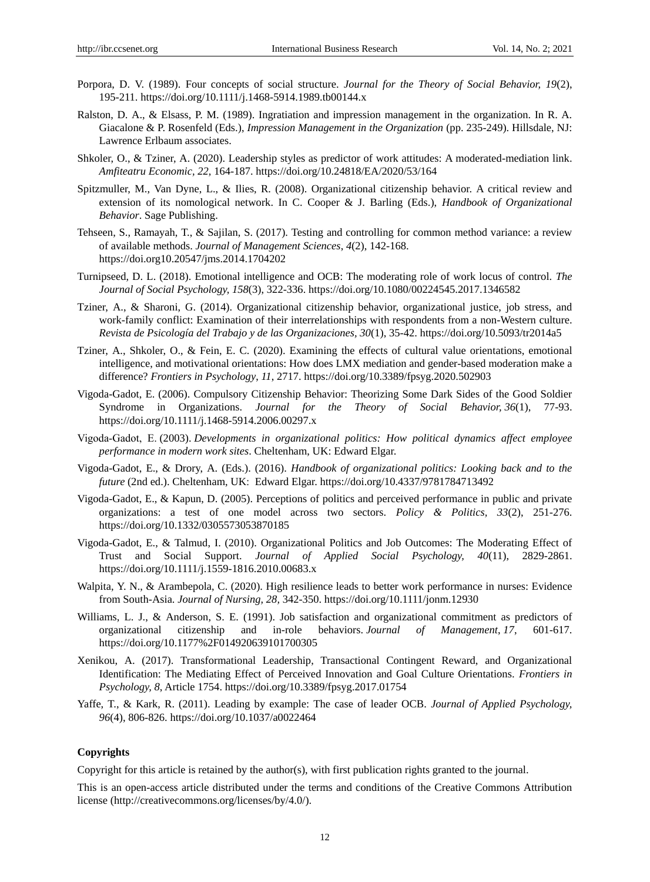Porpora, D. V. (1989). Four concepts of social structure. *Journal for the Theory of Social Behavior, 19*(2), 195-211. https://doi.org/10.1111/j.1468-5914.1989.tb00144.x

Ralston, D. A., & Elsass, P. M. (1989). Ingratiation and impression management in the organization. In R. A. Giacalone & P. Rosenfeld (Eds.), *Impression Management in the Organization* (pp. 235-249). Hillsdale, NJ: Lawrence Erlbaum associates.

Shkoler, O., & Tziner, A. (2020). Leadership styles as predictor of work attitudes: A moderated-mediation link. *Amfiteatru Economic, 22,* 164-187. https://doi.org/10.24818/EA/2020/53/164

Spitzmuller, M., Van Dyne, L., & Ilies, R. (2008). Organizational citizenship behavior. A critical review and extension of its nomological network. In C. Cooper & J. Barling (Eds.), *Handbook of Organizational Behavior*. Sage Publishing.

Tehseen, S., Ramayah, T., & Sajilan, S. (2017). Testing and controlling for common method variance: a review of available methods. *Journal of Management Sciences*, *4*(2), 142-168. https://doi.org10.20547/jms.2014.1704202

Turnipseed, D. L. (2018). Emotional intelligence and OCB: The moderating role of work locus of control. *The Journal of Social Psychology, 158*(3), 322-336. https://doi.org/10.1080/00224545.2017.1346582

Tziner, A., & Sharoni, G. (2014). Organizational citizenship behavior, organizational justice, job stress, and work-family conflict: Examination of their interrelationships with respondents from a non-Western culture. *Revista de Psicología del Trabajo y de las Organizaciones*, *30*(1), 35-42. https://doi.org/10.5093/tr2014a5

Tziner, A., Shkoler, O., & Fein, E. C. (2020). Examining the effects of cultural value orientations, emotional intelligence, and motivational orientations: How does LMX mediation and gender-based moderation make a difference? *Frontiers in Psychology*, *11*, 2717. https://doi.org/10.3389/fpsyg.2020.502903

Vigoda-Gadot, E. (2006). Compulsory Citizenship Behavior: Theorizing Some Dark Sides of the Good Soldier Syndrome in Organizations. *Journal for the Theory of Social Behavior, 36*(1), 77-93. https://doi.org/10.1111/j.1468-5914.2006.00297.x

Vigoda-Gadot, E. (2003). *Developments in organizational politics: How political dynamics affect employee performance in modern work sites*. Cheltenham, UK: Edward Elgar.

Vigoda-Gadot, E., & Drory, A. (Eds.). (2016). *Handbook of organizational politics: Looking back and to the future* (2nd ed.). Cheltenham, UK: Edward Elgar. https://doi.org/10.4337/9781784713492

Vigoda-Gadot, E., & Kapun, D. (2005). Perceptions of politics and perceived performance in public and private organizations: a test of one model across two sectors. *Policy & Politics*, *33*(2), 251-276. https://doi.org/10.1332/0305573053870185

Vigoda-Gadot, E., & Talmud, I. (2010). Organizational Politics and Job Outcomes: The Moderating Effect of Trust and Social Support. *Journal of Applied Social Psychology, 40*(11), 2829-2861. https://doi.org/10.1111/j.1559-1816.2010.00683.x

Walpita, Y. N., & Arambepola, C. (2020). High resilience leads to better work performance in nurses: Evidence from South-Asia. *Journal of Nursing, 28,* 342-350. https://doi.org/10.1111/jonm.12930

Williams, L. J., & Anderson, S. E. (1991). Job satisfaction and organizational commitment as predictors of organizational citizenship and in-role behaviors. *Journal of Management*, *17*, 601-617. https://doi.org/10.1177%2F014920639101700305

Xenikou, A. (2017). Transformational Leadership, Transactional Contingent Reward, and Organizational Identification: The Mediating Effect of Perceived Innovation and Goal Culture Orientations. *Frontiers in Psychology, 8*, Article 1754. https://doi.org/10.3389/fpsyg.2017.01754

Yaffe, T., & Kark, R. (2011). Leading by example: The case of leader OCB. *Journal of Applied Psychology, 96*(4), 806-826. https://doi.org/10.1037/a0022464

**Copyrights**

Copyright for this article is retained by the author(s), with first publication rights granted to the journal.

This is an open-access article distributed under the terms and conditions of the Creative Commons Attribution license (http://creativecommons.org/licenses/by/4.0/).